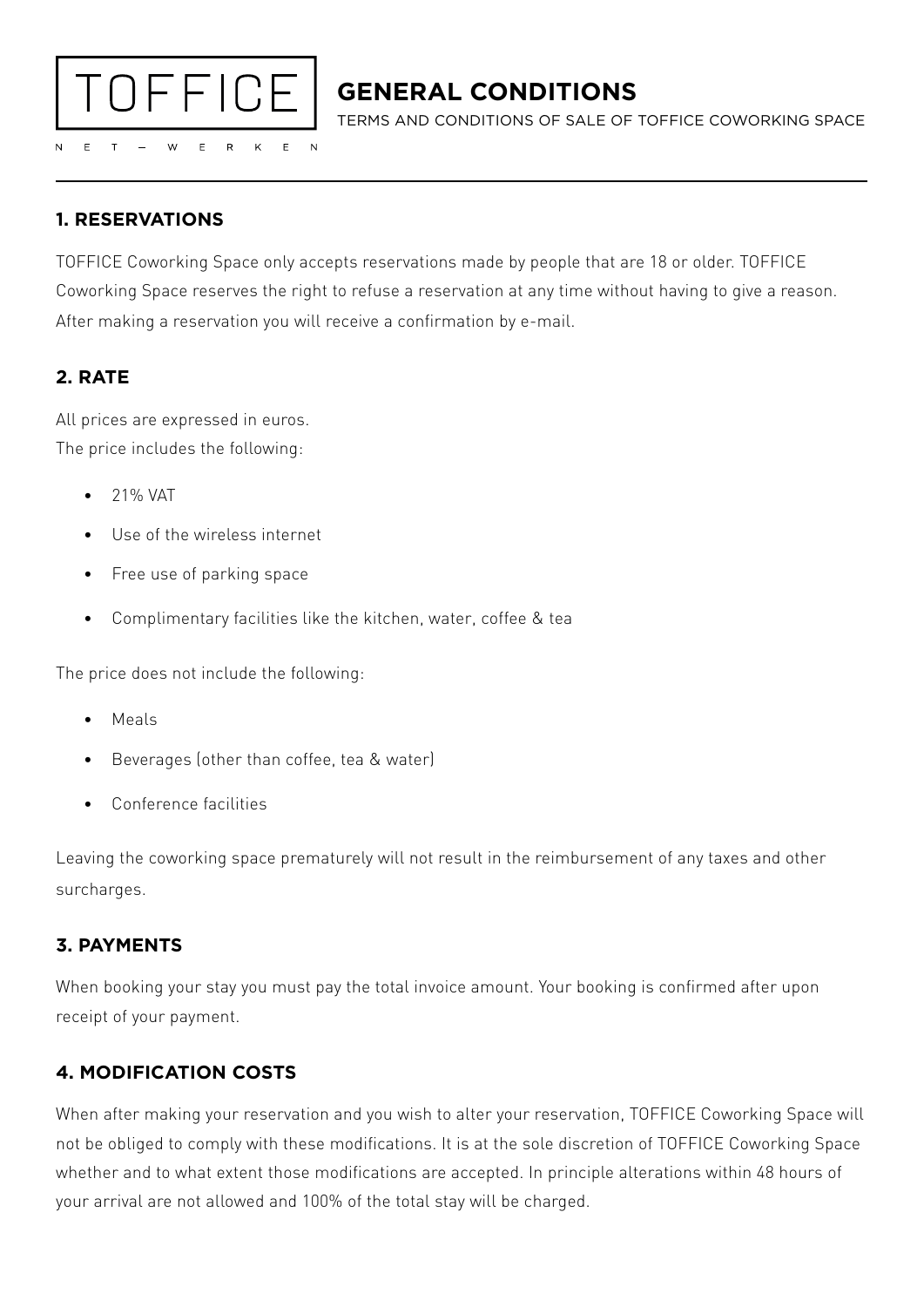TOFFICE

NET – WERKEN

# GENERAL CONDITIONS

TERMS AND CONDITIONS OF SALE OF TOFFICE COWORKING SPACE

## 1. RESERVATIONS

TOFFICE Coworking Space only accepts reservations made by people that are 18 or older. TOFFICE Coworking Space reserves the right to refuse a reservation at any time without having to give a reason. After making a reservation you will receive a confirmation by e-mail.

## 2. RATE

All prices are expressed in euros.
The price includes the following:

- 21% VAT
- Use of the wireless internet
- Free use of parking space
- Complimentary facilities like the kitchen, water, coffee & tea

The price does not include the following:

- Meals
- Beverages (other than coffee, tea & water)
- Conference facilities

Leaving the coworking space prematurely will not result in the reimbursement of any taxes and other surcharges.

## 3. PAYMENTS

When booking your stay you must pay the total invoice amount. Your booking is confirmed after upon receipt of your payment.

## 4. MODIFICATION COSTS

When after making your reservation and you wish to alter your reservation, TOFFICE Coworking Space will not be obliged to comply with these modifications. It is at the sole discretion of TOFFICE Coworking Space whether and to what extent those modifications are accepted. In principle alterations within 48 hours of your arrival are not allowed and 100% of the total stay will be charged.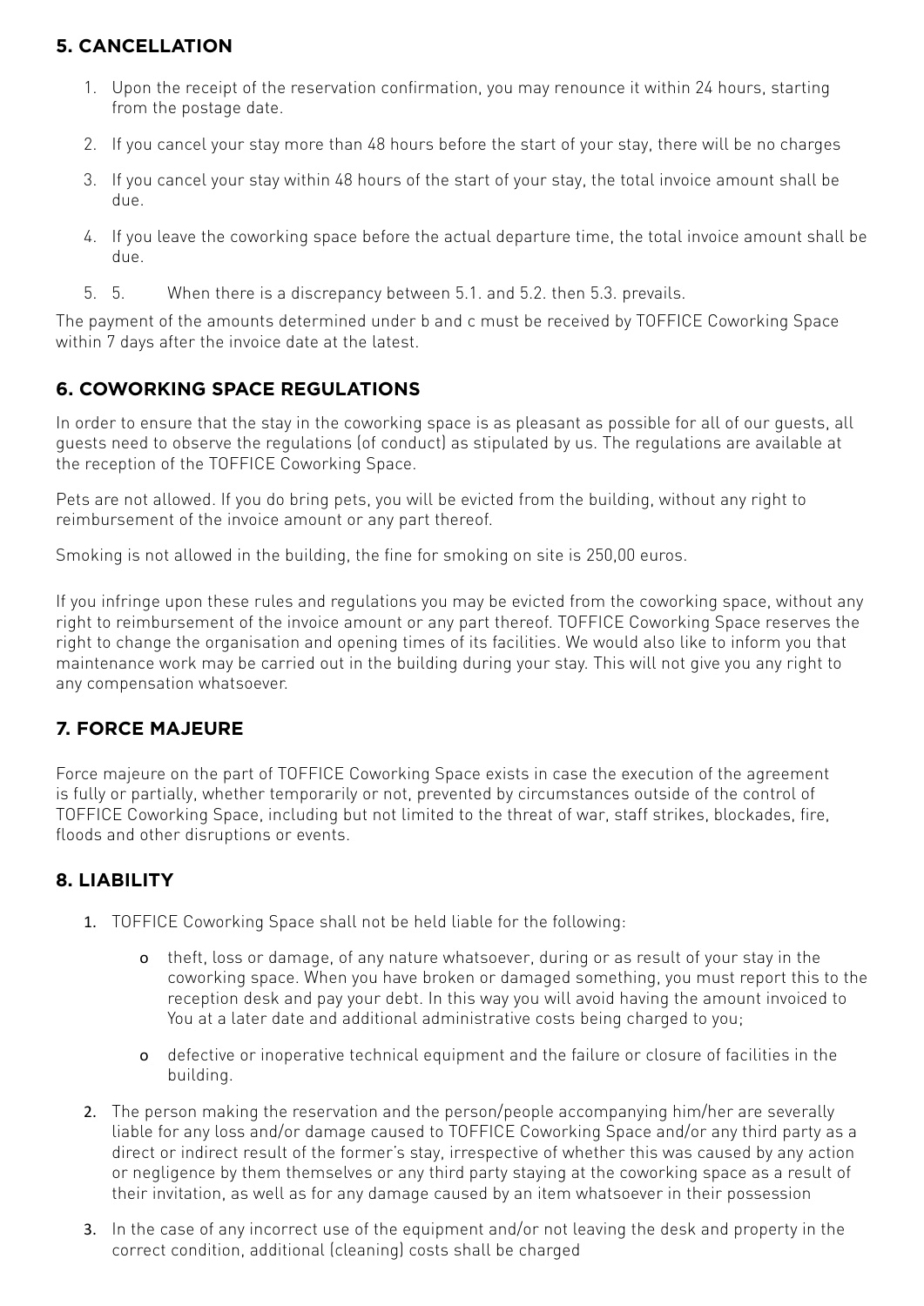## 5. CANCELLATION

1. Upon the receipt of the reservation confirmation, you may renounce it within 24 hours, starting from the postage date.
2. If you cancel your stay more than 48 hours before the start of your stay, there will be no charges
3. If you cancel your stay within 48 hours of the start of your stay, the total invoice amount shall be due.
4. If you leave the coworking space before the actual departure time, the total invoice amount shall be due.
5. 5. When there is a discrepancy between 5.1. and 5.2. then 5.3. prevails.

The payment of the amounts determined under b and c must be received by TOFFICE Coworking Space within 7 days after the invoice date at the latest.

## 6. COWORKING SPACE REGULATIONS

In order to ensure that the stay in the coworking space is as pleasant as possible for all of our guests, all guests need to observe the regulations (of conduct) as stipulated by us. The regulations are available at the reception of the TOFFICE Coworking Space.

Pets are not allowed. If you do bring pets, you will be evicted from the building, without any right to reimbursement of the invoice amount or any part thereof.

Smoking is not allowed in the building, the fine for smoking on site is 250,00 euros.

If you infringe upon these rules and regulations you may be evicted from the coworking space, without any right to reimbursement of the invoice amount or any part thereof. TOFFICE Coworking Space reserves the right to change the organisation and opening times of its facilities. We would also like to inform you that maintenance work may be carried out in the building during your stay. This will not give you any right to any compensation whatsoever.

## 7. FORCE MAJEURE

Force majeure on the part of TOFFICE Coworking Space exists in case the execution of the agreement is fully or partially, whether temporarily or not, prevented by circumstances outside of the control of TOFFICE Coworking Space, including but not limited to the threat of war, staff strikes, blockades, fire, floods and other disruptions or events.

## 8. LIABILITY

1. TOFFICE Coworking Space shall not be held liable for the following:
   - theft, loss or damage, of any nature whatsoever, during or as result of your stay in the coworking space. When you have broken or damaged something, you must report this to the reception desk and pay your debt. In this way you will avoid having the amount invoiced to You at a later date and additional administrative costs being charged to you;
   - defective or inoperative technical equipment and the failure or closure of facilities in the building.
2. The person making the reservation and the person/people accompanying him/her are severally liable for any loss and/or damage caused to TOFFICE Coworking Space and/or any third party as a direct or indirect result of the former's stay, irrespective of whether this was caused by any action or negligence by them themselves or any third party staying at the coworking space as a result of their invitation, as well as for any damage caused by an item whatsoever in their possession
3. In the case of any incorrect use of the equipment and/or not leaving the desk and property in the correct condition, additional (cleaning) costs shall be charged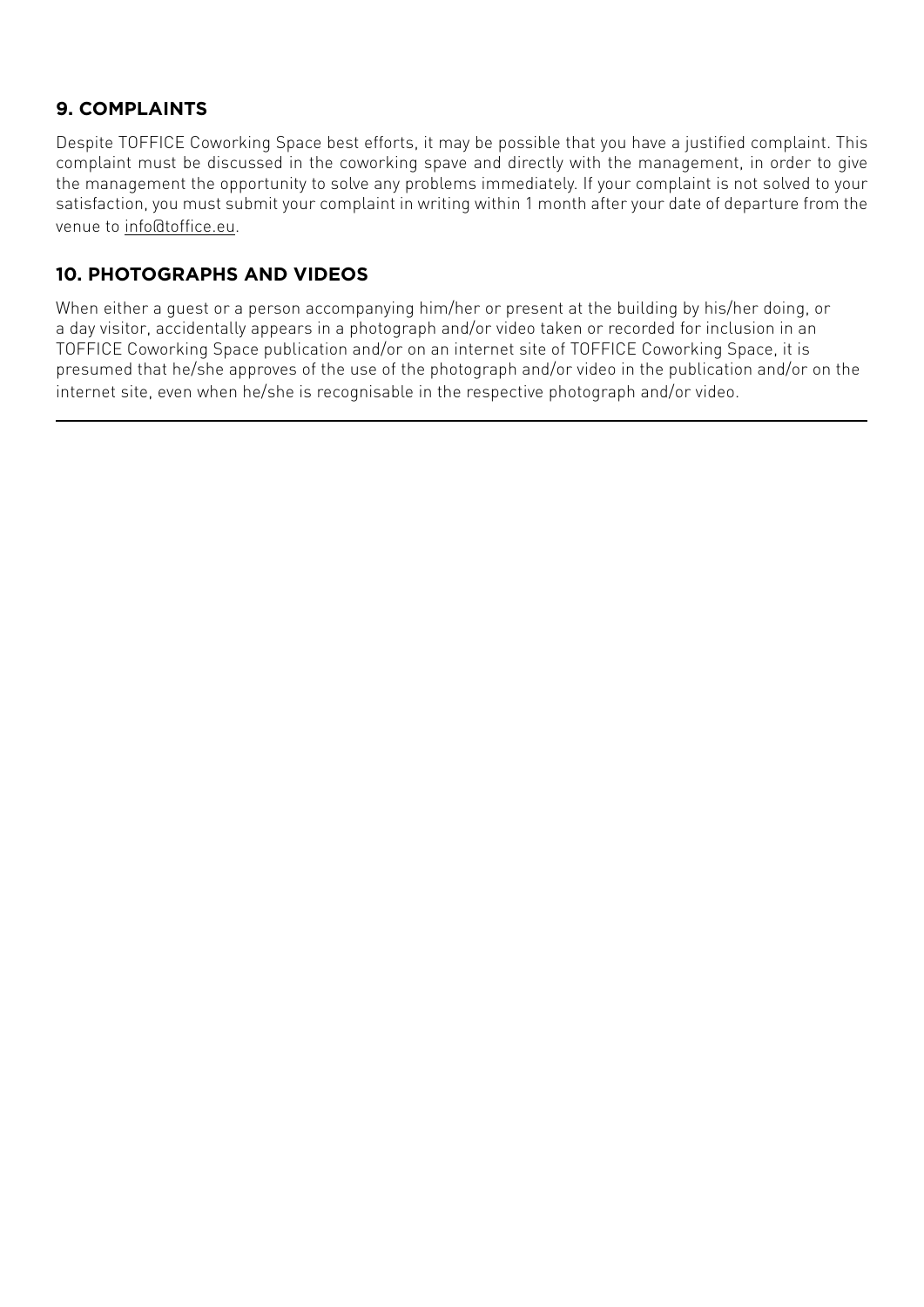## 9. COMPLAINTS

Despite TOFFICE Coworking Space best efforts, it may be possible that you have a justified complaint. This complaint must be discussed in the coworking spave and directly with the management, in order to give the management the opportunity to solve any problems immediately. If your complaint is not solved to your satisfaction, you must submit your complaint in writing within 1 month after your date of departure from the venue to info@toffice.eu.

## 10. PHOTOGRAPHS AND VIDEOS

When either a guest or a person accompanying him/her or present at the building by his/her doing, or a day visitor, accidentally appears in a photograph and/or video taken or recorded for inclusion in an TOFFICE Coworking Space publication and/or on an internet site of TOFFICE Coworking Space, it is presumed that he/she approves of the use of the photograph and/or video in the publication and/or on the internet site, even when he/she is recognisable in the respective photograph and/or video.